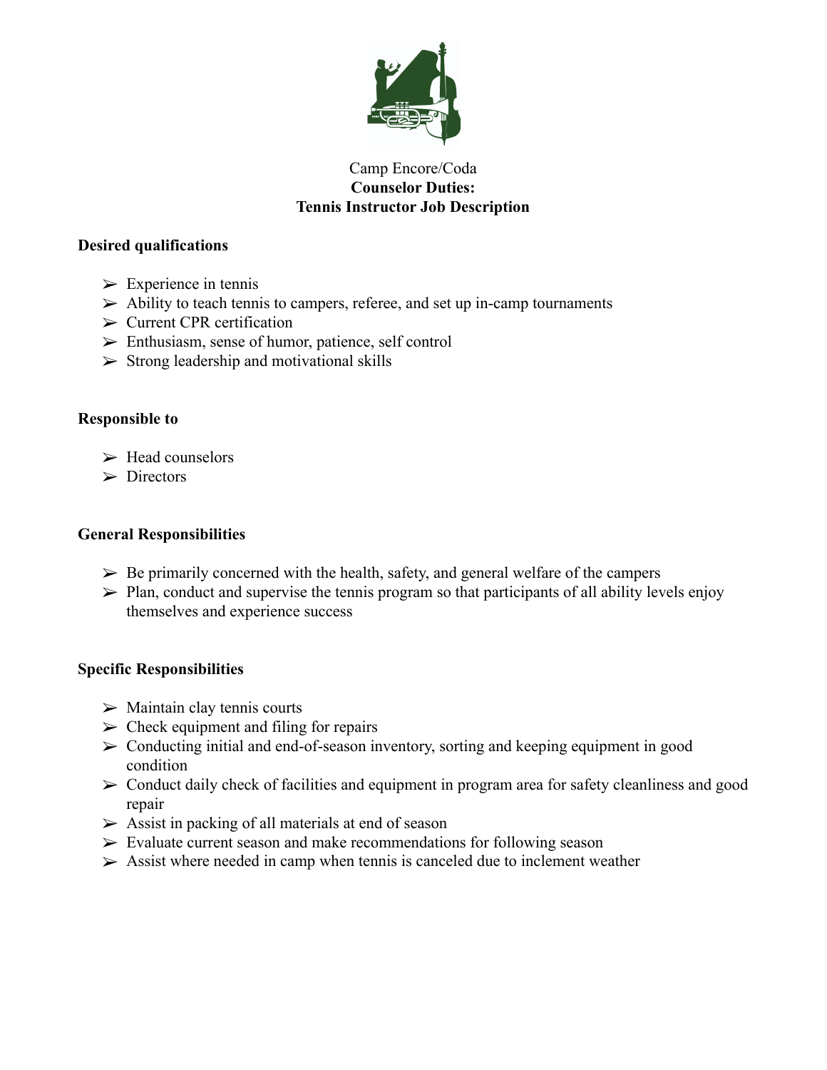Camp Encore/Coda

**Counselor Duties:**

**Tennis Instructor Job Description**

**Desired qualifications**

- Experience in tennis
- Ability to teach tennis to campers, referee, and set up in-camp tournaments
- Current CPR certification
- Enthusiasm, sense of humor, patience, self control
- Strong leadership and motivational skills

**Responsible to**

- Head counselors
- Directors

**General Responsibilities**

- Be primarily concerned with the health, safety, and general welfare of the campers
- Plan, conduct and supervise the tennis program so that participants of all ability levels enjoy themselves and experience success

**Specific Responsibilities**

- Maintain clay tennis courts
- Check equipment and filing for repairs
- Conducting initial and end-of-season inventory, sorting and keeping equipment in good condition
- Conduct daily check of facilities and equipment in program area for safety cleanliness and good repair
- Assist in packing of all materials at end of season
- Evaluate current season and make recommendations for following season
- Assist where needed in camp when tennis is canceled due to inclement weather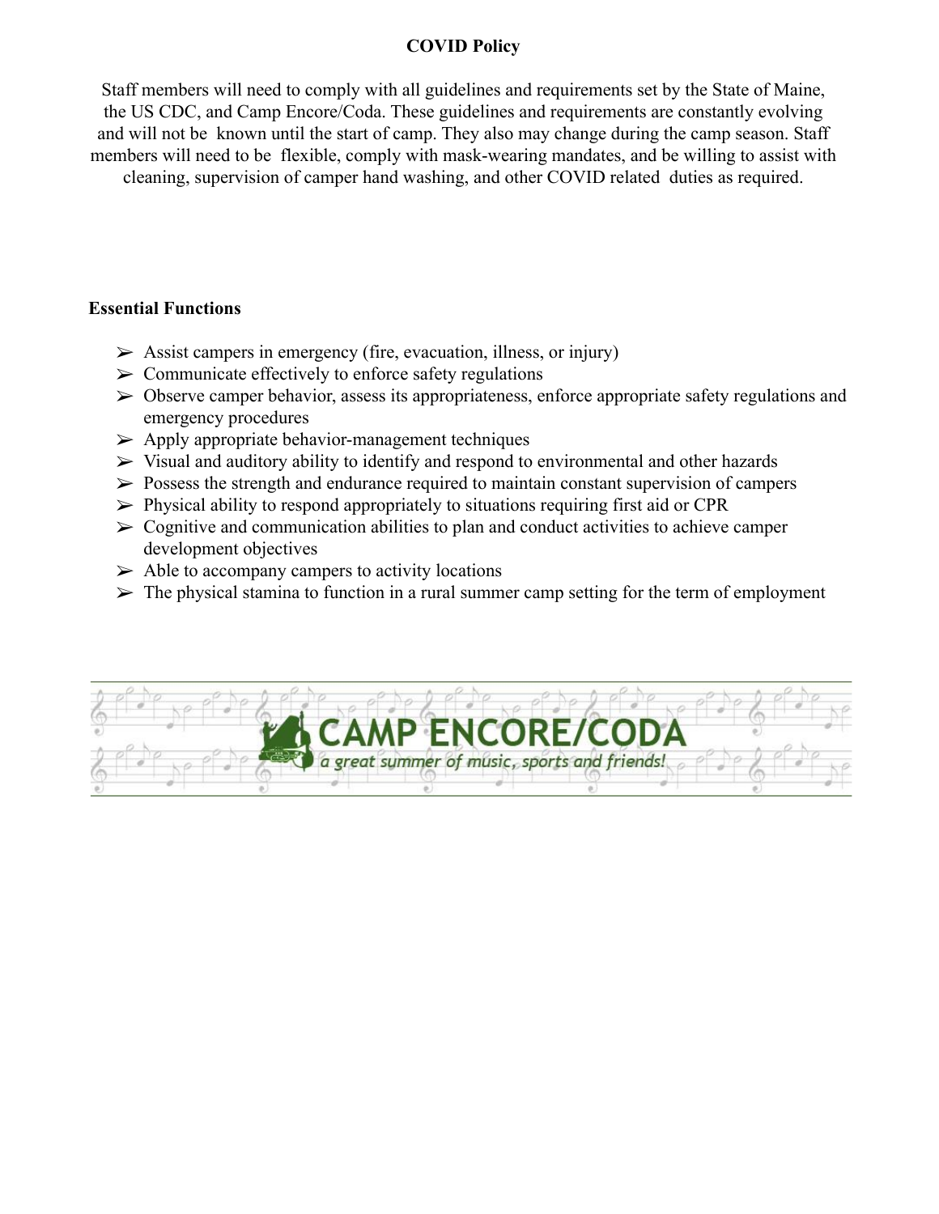**COVID Policy**

Staff members will need to comply with all guidelines and requirements set by the State of Maine, the US CDC, and Camp Encore/Coda. These guidelines and requirements are constantly evolving and will not be known until the start of camp. They also may change during the camp season. Staff members will need to be flexible, comply with mask-wearing mandates, and be willing to assist with cleaning, supervision of camper hand washing, and other COVID related duties as required.

**Essential Functions**

- Assist campers in emergency (fire, evacuation, illness, or injury)
- Communicate effectively to enforce safety regulations
- Observe camper behavior, assess its appropriateness, enforce appropriate safety regulations and emergency procedures
- Apply appropriate behavior-management techniques
- Visual and auditory ability to identify and respond to environmental and other hazards
- Possess the strength and endurance required to maintain constant supervision of campers
- Physical ability to respond appropriately to situations requiring first aid or CPR
- Cognitive and communication abilities to plan and conduct activities to achieve camper development objectives
- Able to accompany campers to activity locations
- The physical stamina to function in a rural summer camp setting for the term of employment

CAMP ENCORE/CODA

*a great summer of music, sports and friends!*